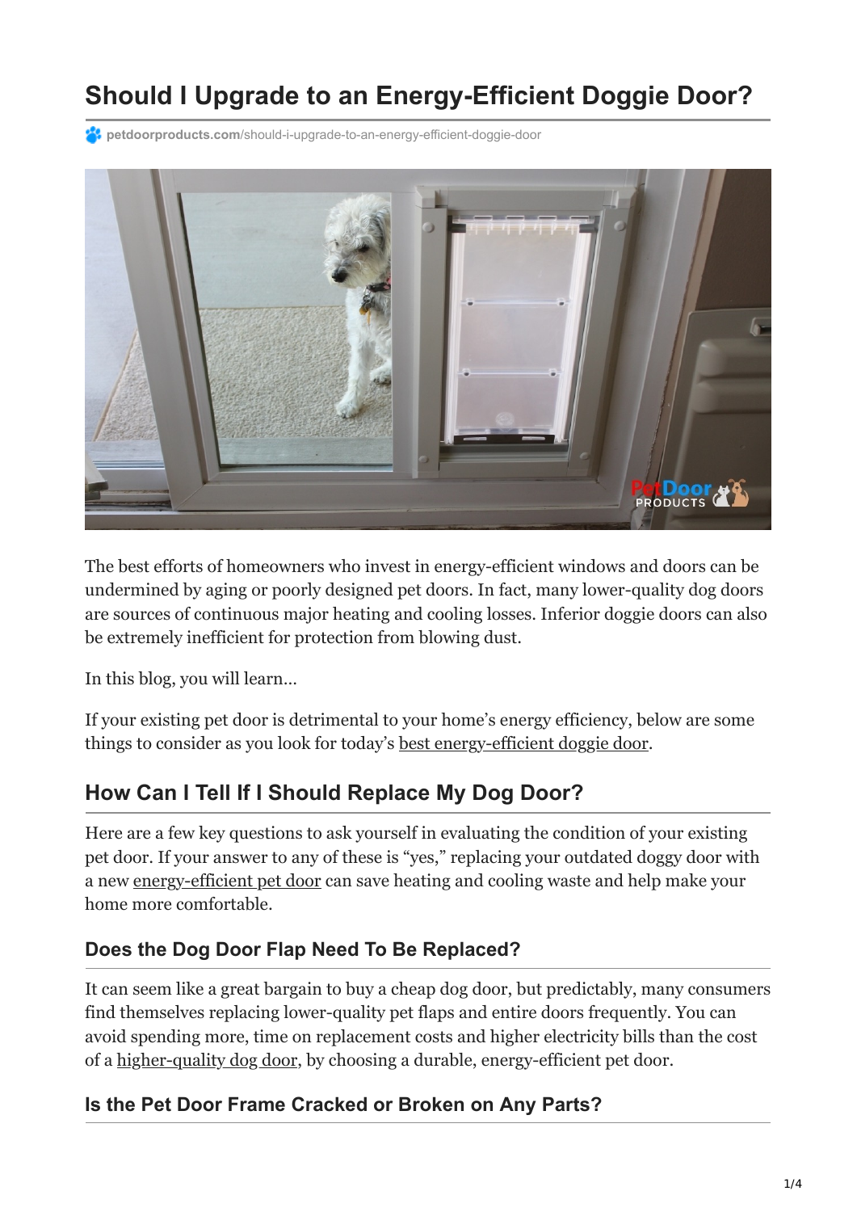# Should I Upgrade to an Energy-Efficient Doggie Door?

petdoorproducts.com/should-i-upgrade-to-an-energy-efficient-doggie-door

The best efforts of homeowners who invest in energy-efficient windows and doors can be undermined by aging or poorly designed pet doors. In fact, many lower-quality dog doors are sources of continuous major heating and cooling losses. Inferior doggie doors can also be extremely inefficient for protection from blowing dust.

In this blog, you will learn…

If your existing pet door is detrimental to your home's energy efficiency, below are some things to consider as you look for today's best energy-efficient doggie door.

## How Can I Tell If I Should Replace My Dog Door?

Here are a few key questions to ask yourself in evaluating the condition of your existing pet door. If your answer to any of these is "yes," replacing your outdated doggy door with a new energy-efficient pet door can save heating and cooling waste and help make your home more comfortable.

### Does the Dog Door Flap Need To Be Replaced?

It can seem like a great bargain to buy a cheap dog door, but predictably, many consumers find themselves replacing lower-quality pet flaps and entire doors frequently. You can avoid spending more, time on replacement costs and higher electricity bills than the cost of a higher-quality dog door, by choosing a durable, energy-efficient pet door.

### Is the Pet Door Frame Cracked or Broken on Any Parts?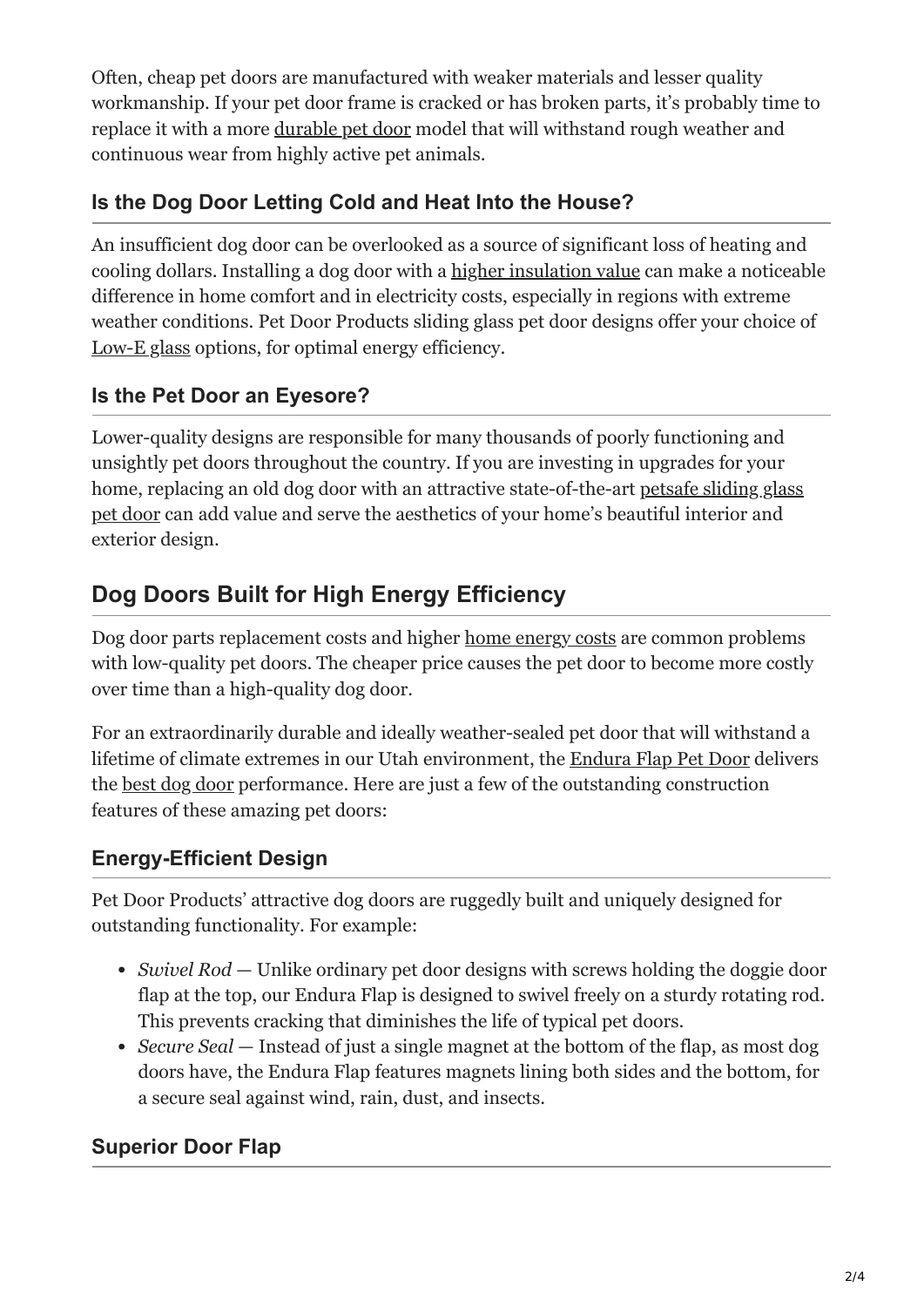Often, cheap pet doors are manufactured with weaker materials and lesser quality workmanship. If your pet door frame is cracked or has broken parts, it's probably time to replace it with a more durable pet door model that will withstand rough weather and continuous wear from highly active pet animals.

### Is the Dog Door Letting Cold and Heat Into the House?

An insufficient dog door can be overlooked as a source of significant loss of heating and cooling dollars. Installing a dog door with a higher insulation value can make a noticeable difference in home comfort and in electricity costs, especially in regions with extreme weather conditions. Pet Door Products sliding glass pet door designs offer your choice of Low-E glass options, for optimal energy efficiency.

### Is the Pet Door an Eyesore?

Lower-quality designs are responsible for many thousands of poorly functioning and unsightly pet doors throughout the country. If you are investing in upgrades for your home, replacing an old dog door with an attractive state-of-the-art petsafe sliding glass pet door can add value and serve the aesthetics of your home's beautiful interior and exterior design.

## Dog Doors Built for High Energy Efficiency

Dog door parts replacement costs and higher home energy costs are common problems with low-quality pet doors. The cheaper price causes the pet door to become more costly over time than a high-quality dog door.

For an extraordinarily durable and ideally weather-sealed pet door that will withstand a lifetime of climate extremes in our Utah environment, the Endura Flap Pet Door delivers the best dog door performance. Here are just a few of the outstanding construction features of these amazing pet doors:

### Energy-Efficient Design

Pet Door Products' attractive dog doors are ruggedly built and uniquely designed for outstanding functionality. For example:

- *Swivel Rod* — Unlike ordinary pet door designs with screws holding the doggie door flap at the top, our Endura Flap is designed to swivel freely on a sturdy rotating rod. This prevents cracking that diminishes the life of typical pet doors.
- *Secure Seal* — Instead of just a single magnet at the bottom of the flap, as most dog doors have, the Endura Flap features magnets lining both sides and the bottom, for a secure seal against wind, rain, dust, and insects.

### Superior Door Flap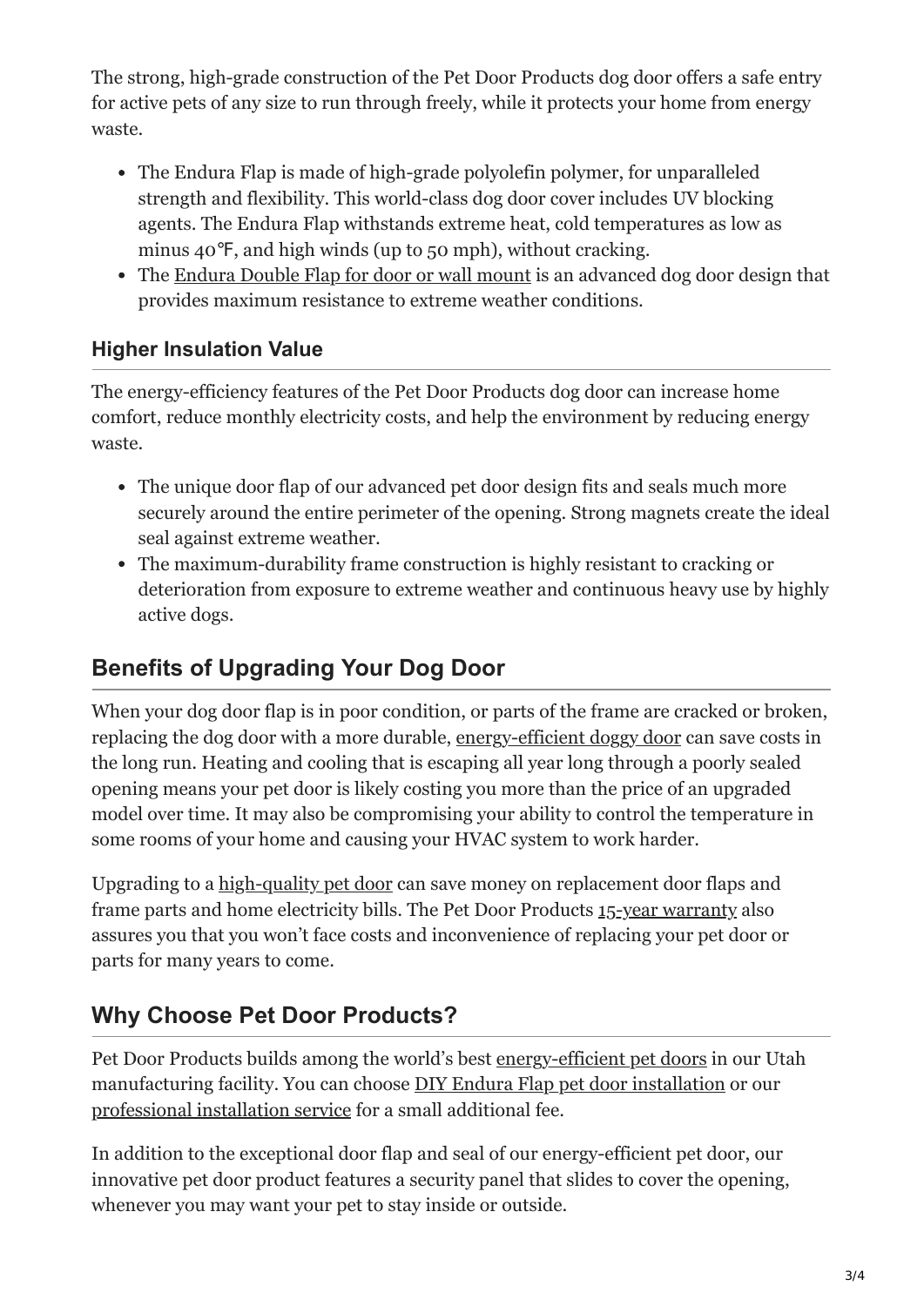The strong, high-grade construction of the Pet Door Products dog door offers a safe entry for active pets of any size to run through freely, while it protects your home from energy waste.

- The Endura Flap is made of high-grade polyolefin polymer, for unparalleled strength and flexibility. This world-class dog door cover includes UV blocking agents. The Endura Flap withstands extreme heat, cold temperatures as low as minus 40℉, and high winds (up to 50 mph), without cracking.
- The Endura Double Flap for door or wall mount is an advanced dog door design that provides maximum resistance to extreme weather conditions.

### Higher Insulation Value

The energy-efficiency features of the Pet Door Products dog door can increase home comfort, reduce monthly electricity costs, and help the environment by reducing energy waste.

- The unique door flap of our advanced pet door design fits and seals much more securely around the entire perimeter of the opening. Strong magnets create the ideal seal against extreme weather.
- The maximum-durability frame construction is highly resistant to cracking or deterioration from exposure to extreme weather and continuous heavy use by highly active dogs.

## Benefits of Upgrading Your Dog Door

When your dog door flap is in poor condition, or parts of the frame are cracked or broken, replacing the dog door with a more durable, energy-efficient doggy door can save costs in the long run. Heating and cooling that is escaping all year long through a poorly sealed opening means your pet door is likely costing you more than the price of an upgraded model over time. It may also be compromising your ability to control the temperature in some rooms of your home and causing your HVAC system to work harder.

Upgrading to a high-quality pet door can save money on replacement door flaps and frame parts and home electricity bills. The Pet Door Products 15-year warranty also assures you that you won't face costs and inconvenience of replacing your pet door or parts for many years to come.

## Why Choose Pet Door Products?

Pet Door Products builds among the world's best energy-efficient pet doors in our Utah manufacturing facility. You can choose DIY Endura Flap pet door installation or our professional installation service for a small additional fee.

In addition to the exceptional door flap and seal of our energy-efficient pet door, our innovative pet door product features a security panel that slides to cover the opening, whenever you may want your pet to stay inside or outside.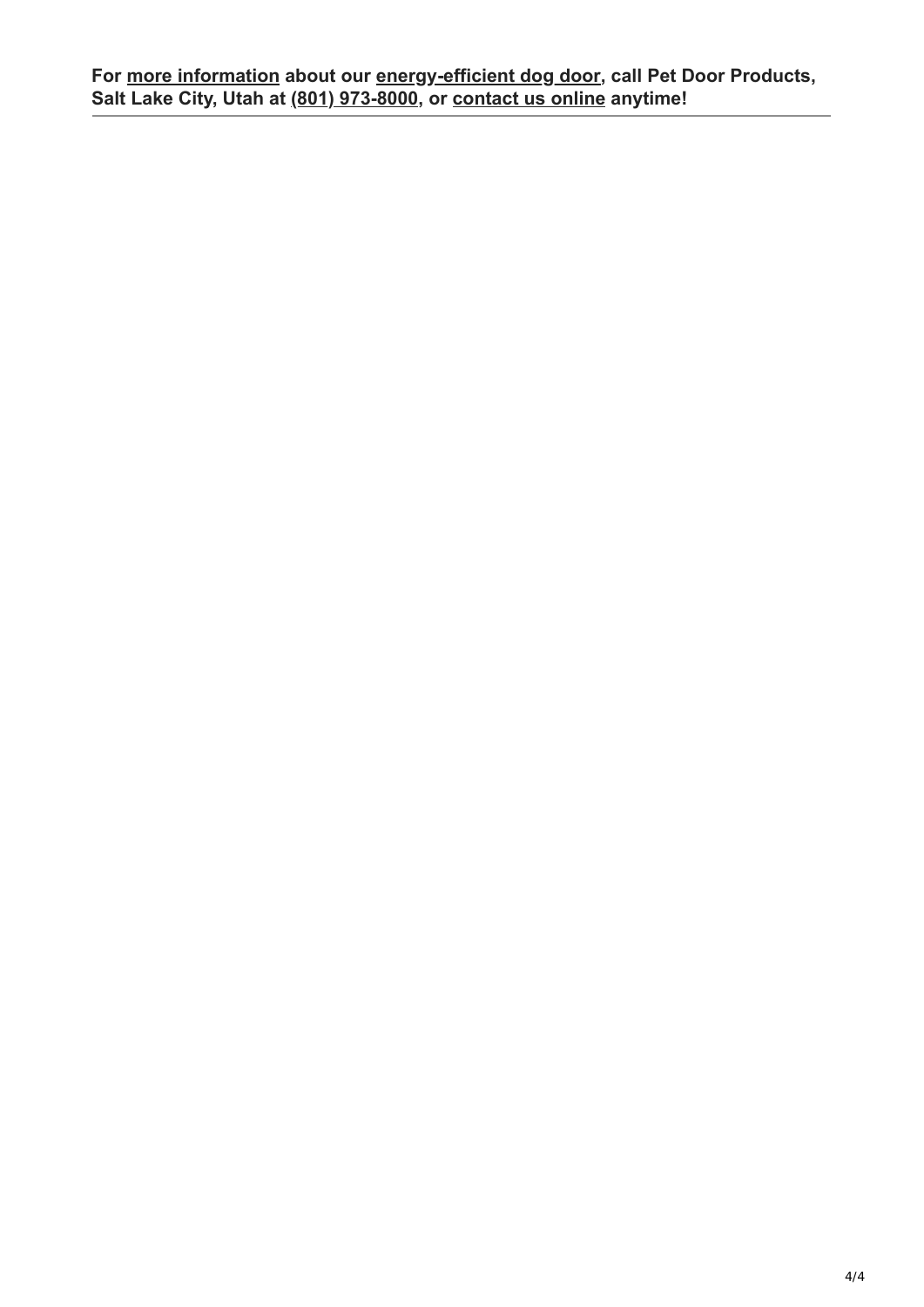**For more information about our energy-efficient dog door, call Pet Door Products, Salt Lake City, Utah at (801) 973-8000, or contact us online anytime!**

---